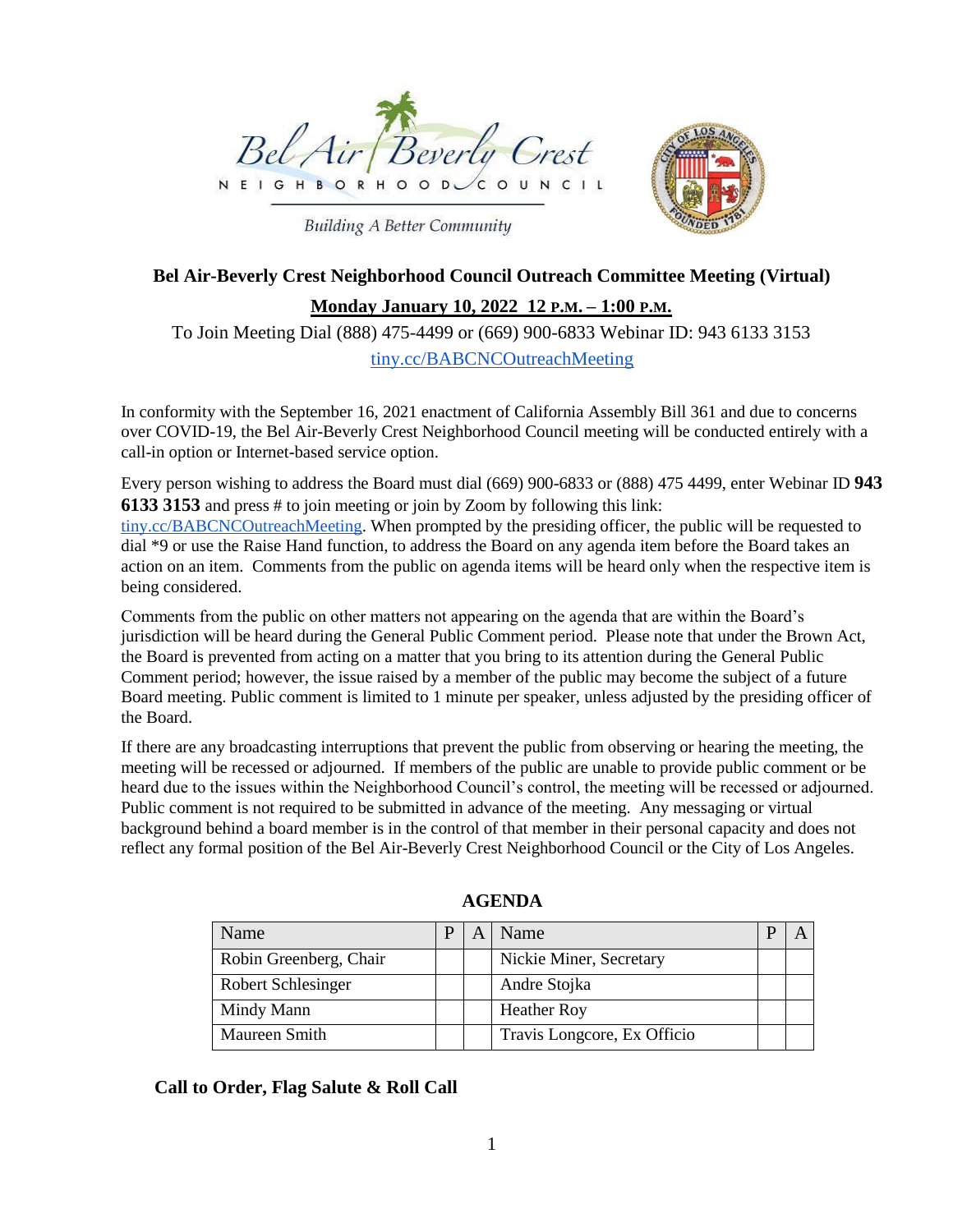Bel Air Beverly Crest
NEIGHBORHOOD COUNCIL

*Building A Better Community*

**Bel Air-Beverly Crest Neighborhood Council Outreach Committee Meeting (Virtual)**

**Monday January 10, 2022 12 P.M. – 1:00 P.M.**

To Join Meeting Dial (888) 475-4499 or (669) 900-6833 Webinar ID: 943 6133 3153

tiny.cc/BABCNCOutreachMeeting

In conformity with the September 16, 2021 enactment of California Assembly Bill 361 and due to concerns over COVID-19, the Bel Air-Beverly Crest Neighborhood Council meeting will be conducted entirely with a call-in option or Internet-based service option.

Every person wishing to address the Board must dial (669) 900-6833 or (888) 475 4499, enter Webinar ID **943 6133 3153** and press # to join meeting or join by Zoom by following this link: tiny.cc/BABCNCOutreachMeeting. When prompted by the presiding officer, the public will be requested to dial *9 or use the Raise Hand function, to address the Board on any agenda item before the Board takes an action on an item. Comments from the public on agenda items will be heard only when the respective item is being considered.

Comments from the public on other matters not appearing on the agenda that are within the Board's jurisdiction will be heard during the General Public Comment period. Please note that under the Brown Act, the Board is prevented from acting on a matter that you bring to its attention during the General Public Comment period; however, the issue raised by a member of the public may become the subject of a future Board meeting. Public comment is limited to 1 minute per speaker, unless adjusted by the presiding officer of the Board.

If there are any broadcasting interruptions that prevent the public from observing or hearing the meeting, the meeting will be recessed or adjourned. If members of the public are unable to provide public comment or be heard due to the issues within the Neighborhood Council's control, the meeting will be recessed or adjourned. Public comment is not required to be submitted in advance of the meeting. Any messaging or virtual background behind a board member is in the control of that member in their personal capacity and does not reflect any formal position of the Bel Air-Beverly Crest Neighborhood Council or the City of Los Angeles.

## AGENDA

| Name | P | A | Name | P | A |
|---|---|---|---|---|---|
| Robin Greenberg, Chair | | | Nickie Miner, Secretary | | |
| Robert Schlesinger | | | Andre Stojka | | |
| Mindy Mann | | | Heather Roy | | |
| Maureen Smith | | | Travis Longcore, Ex Officio | | |

**Call to Order, Flag Salute & Roll Call**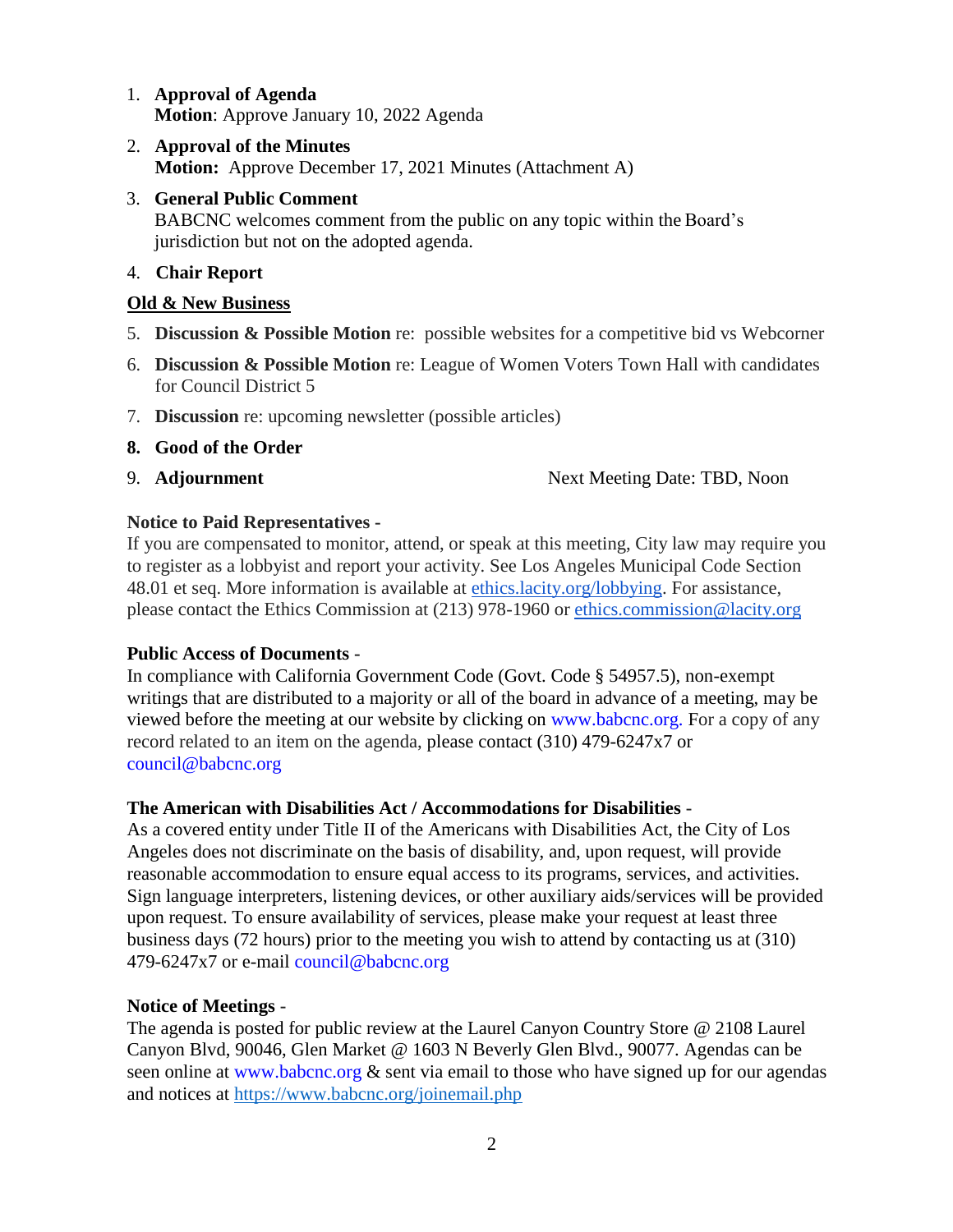1. **Approval of Agenda**
   **Motion**: Approve January 10, 2022 Agenda
2. **Approval of the Minutes**
   **Motion:** Approve December 17, 2021 Minutes (Attachment A)
3. **General Public Comment**
   BABCNC welcomes comment from the public on any topic within the Board's jurisdiction but not on the adopted agenda.
4. **Chair Report**

**Old & New Business**

5. **Discussion & Possible Motion** re: possible websites for a competitive bid vs Webcorner
6. **Discussion & Possible Motion** re: League of Women Voters Town Hall with candidates for Council District 5
7. **Discussion** re: upcoming newsletter (possible articles)
8. **Good of the Order**
9. **Adjournment** Next Meeting Date: TBD, Noon

**Notice to Paid Representatives -**
If you are compensated to monitor, attend, or speak at this meeting, City law may require you to register as a lobbyist and report your activity. See Los Angeles Municipal Code Section 48.01 et seq. More information is available at ethics.lacity.org/lobbying. For assistance, please contact the Ethics Commission at (213) 978-1960 or ethics.commission@lacity.org

**Public Access of Documents -**
In compliance with California Government Code (Govt. Code § 54957.5), non-exempt writings that are distributed to a majority or all of the board in advance of a meeting, may be viewed before the meeting at our website by clicking on www.babcnc.org. For a copy of any record related to an item on the agenda, please contact (310) 479-6247x7 or council@babcnc.org

**The American with Disabilities Act / Accommodations for Disabilities -**
As a covered entity under Title II of the Americans with Disabilities Act, the City of Los Angeles does not discriminate on the basis of disability, and, upon request, will provide reasonable accommodation to ensure equal access to its programs, services, and activities. Sign language interpreters, listening devices, or other auxiliary aids/services will be provided upon request. To ensure availability of services, please make your request at least three business days (72 hours) prior to the meeting you wish to attend by contacting us at (310) 479-6247x7 or e-mail council@babcnc.org

**Notice of Meetings -**
The agenda is posted for public review at the Laurel Canyon Country Store @ 2108 Laurel Canyon Blvd, 90046, Glen Market @ 1603 N Beverly Glen Blvd., 90077. Agendas can be seen online at www.babcnc.org & sent via email to those who have signed up for our agendas and notices at https://www.babcnc.org/joinemail.php